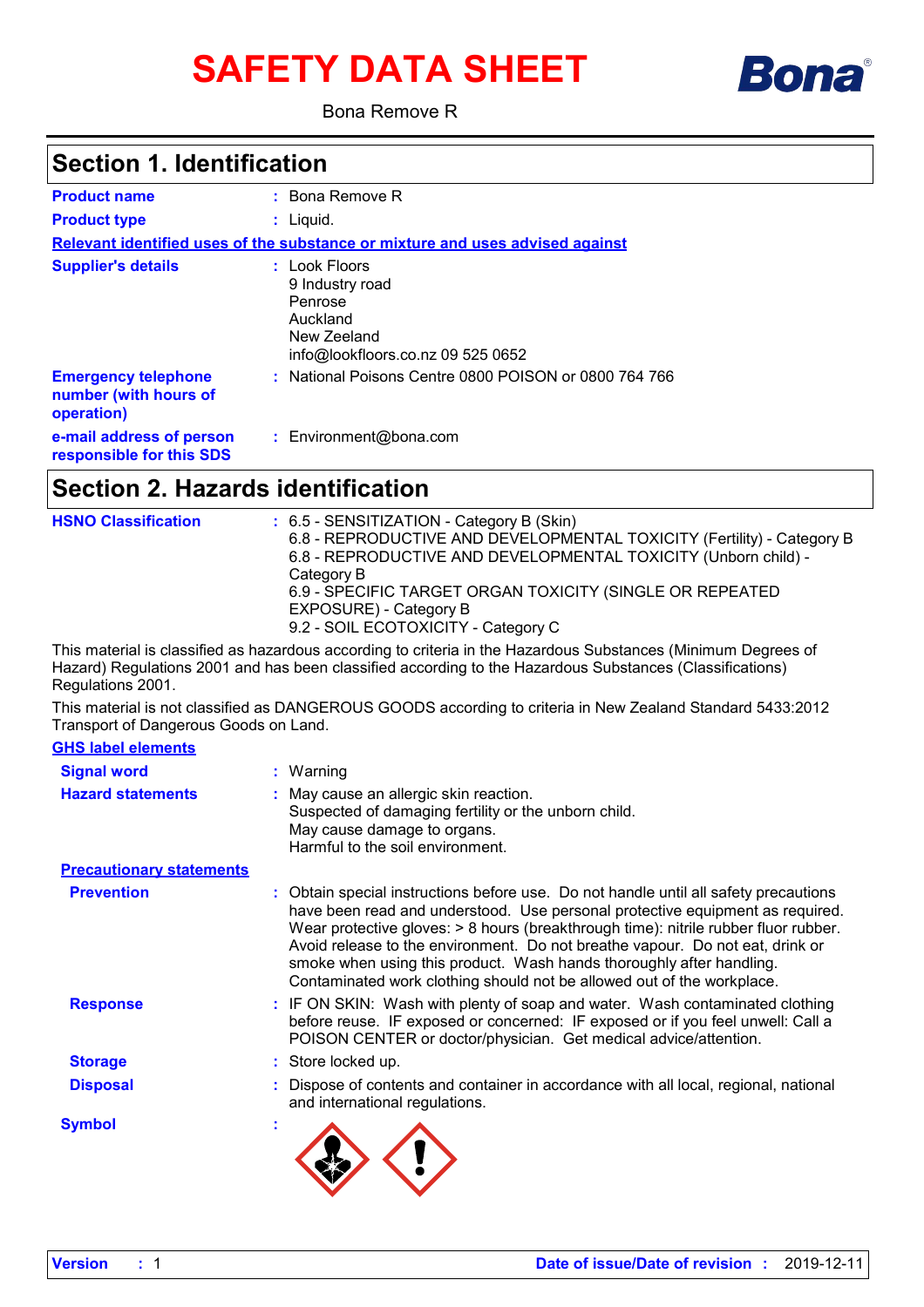# SAFETY DATA SHEET

Bona Remove R

## Section 1. Identification

**Product name** : Bona Remove R

**Product type** : Liquid.

**Relevant identified uses of the substance or mixture and uses advised against**

**Supplier's details** : Look Floors
9 Industry road
Penrose
Auckland
New Zeeland
info@lookfloors.co.nz 09 525 0652

**Emergency telephone number (with hours of operation)** : National Poisons Centre 0800 POISON or 0800 764 766

**e-mail address of person responsible for this SDS** : Environment@bona.com

## Section 2. Hazards identification

**HSNO Classification** : 6.5 - SENSITIZATION - Category B (Skin)
6.8 - REPRODUCTIVE AND DEVELOPMENTAL TOXICITY (Fertility) - Category B
6.8 - REPRODUCTIVE AND DEVELOPMENTAL TOXICITY (Unborn child) - Category B
6.9 - SPECIFIC TARGET ORGAN TOXICITY (SINGLE OR REPEATED EXPOSURE) - Category B
9.2 - SOIL ECOTOXICITY - Category C

This material is classified as hazardous according to criteria in the Hazardous Substances (Minimum Degrees of Hazard) Regulations 2001 and has been classified according to the Hazardous Substances (Classifications) Regulations 2001.

This material is not classified as DANGEROUS GOODS according to criteria in New Zealand Standard 5433:2012 Transport of Dangerous Goods on Land.

**GHS label elements**

**Signal word** : Warning

**Hazard statements** : May cause an allergic skin reaction.
Suspected of damaging fertility or the unborn child.
May cause damage to organs.
Harmful to the soil environment.

**Precautionary statements**

**Prevention** : Obtain special instructions before use. Do not handle until all safety precautions have been read and understood. Use personal protective equipment as required. Wear protective gloves: > 8 hours (breakthrough time): nitrile rubber fluor rubber. Avoid release to the environment. Do not breathe vapour. Do not eat, drink or smoke when using this product. Wash hands thoroughly after handling. Contaminated work clothing should not be allowed out of the workplace.

**Response** : IF ON SKIN: Wash with plenty of soap and water. Wash contaminated clothing before reuse. IF exposed or concerned: IF exposed or if you feel unwell: Call a POISON CENTER or doctor/physician. Get medical advice/attention.

**Storage** : Store locked up.

**Disposal** : Dispose of contents and container in accordance with all local, regional, national and international regulations.

**Symbol** :

**Version** : 1 **Date of issue/Date of revision** : 2019-12-11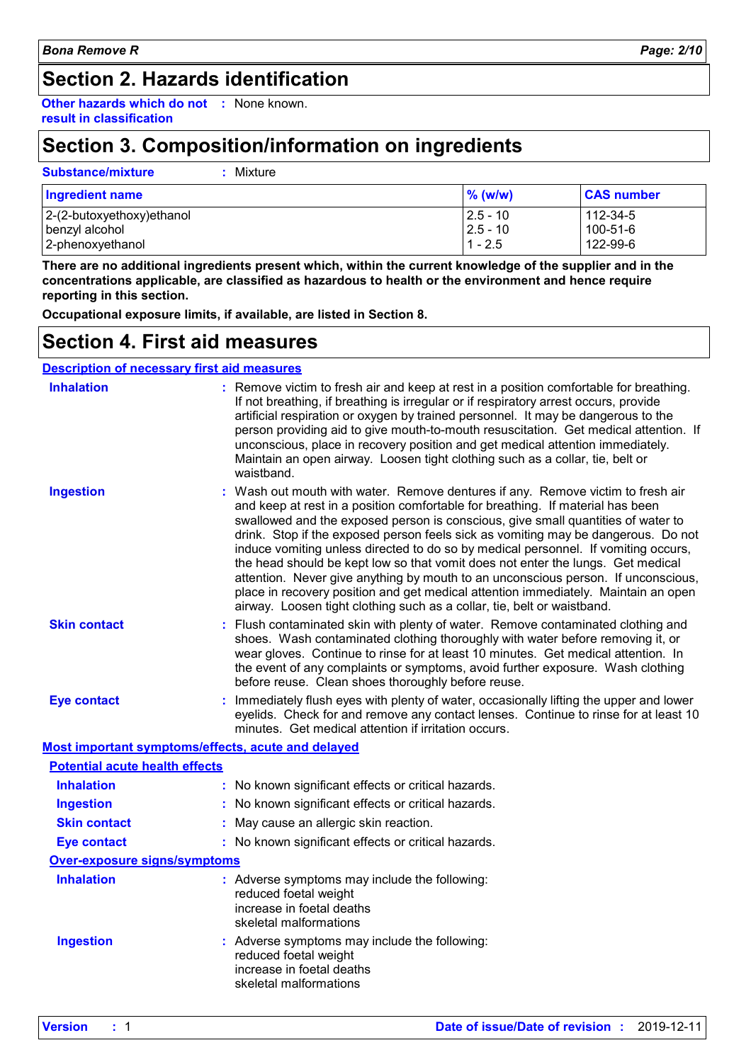## Section 2. Hazards identification

**Other hazards which do not result in classification** : None known.

## Section 3. Composition/information on ingredients

**Substance/mixture** : Mixture

| Ingredient name | % (w/w) | CAS number |
|---|---|---|
| 2-(2-butoxyethoxy)ethanol | 2.5 - 10 | 112-34-5 |
| benzyl alcohol | 2.5 - 10 | 100-51-6 |
| 2-phenoxyethanol | 1 - 2.5 | 122-99-6 |

**There are no additional ingredients present which, within the current knowledge of the supplier and in the concentrations applicable, are classified as hazardous to health or the environment and hence require reporting in this section.**

**Occupational exposure limits, if available, are listed in Section 8.**

## Section 4. First aid measures

### Description of necessary first aid measures

**Inhalation** : Remove victim to fresh air and keep at rest in a position comfortable for breathing. If not breathing, if breathing is irregular or if respiratory arrest occurs, provide artificial respiration or oxygen by trained personnel. It may be dangerous to the person providing aid to give mouth-to-mouth resuscitation. Get medical attention. If unconscious, place in recovery position and get medical attention immediately. Maintain an open airway. Loosen tight clothing such as a collar, tie, belt or waistband.

**Ingestion** : Wash out mouth with water. Remove dentures if any. Remove victim to fresh air and keep at rest in a position comfortable for breathing. If material has been swallowed and the exposed person is conscious, give small quantities of water to drink. Stop if the exposed person feels sick as vomiting may be dangerous. Do not induce vomiting unless directed to do so by medical personnel. If vomiting occurs, the head should be kept low so that vomit does not enter the lungs. Get medical attention. Never give anything by mouth to an unconscious person. If unconscious, place in recovery position and get medical attention immediately. Maintain an open airway. Loosen tight clothing such as a collar, tie, belt or waistband.

**Skin contact** : Flush contaminated skin with plenty of water. Remove contaminated clothing and shoes. Wash contaminated clothing thoroughly with water before removing it, or wear gloves. Continue to rinse for at least 10 minutes. Get medical attention. In the event of any complaints or symptoms, avoid further exposure. Wash clothing before reuse. Clean shoes thoroughly before reuse.

**Eye contact** : Immediately flush eyes with plenty of water, occasionally lifting the upper and lower eyelids. Check for and remove any contact lenses. Continue to rinse for at least 10 minutes. Get medical attention if irritation occurs.

### Most important symptoms/effects, acute and delayed

#### Potential acute health effects

**Inhalation** : No known significant effects or critical hazards.

**Ingestion** : No known significant effects or critical hazards.

**Skin contact** : May cause an allergic skin reaction.

**Eye contact** : No known significant effects or critical hazards.

#### Over-exposure signs/symptoms

**Inhalation** : Adverse symptoms may include the following:
reduced foetal weight
increase in foetal deaths
skeletal malformations

**Ingestion** : Adverse symptoms may include the following:
reduced foetal weight
increase in foetal deaths
skeletal malformations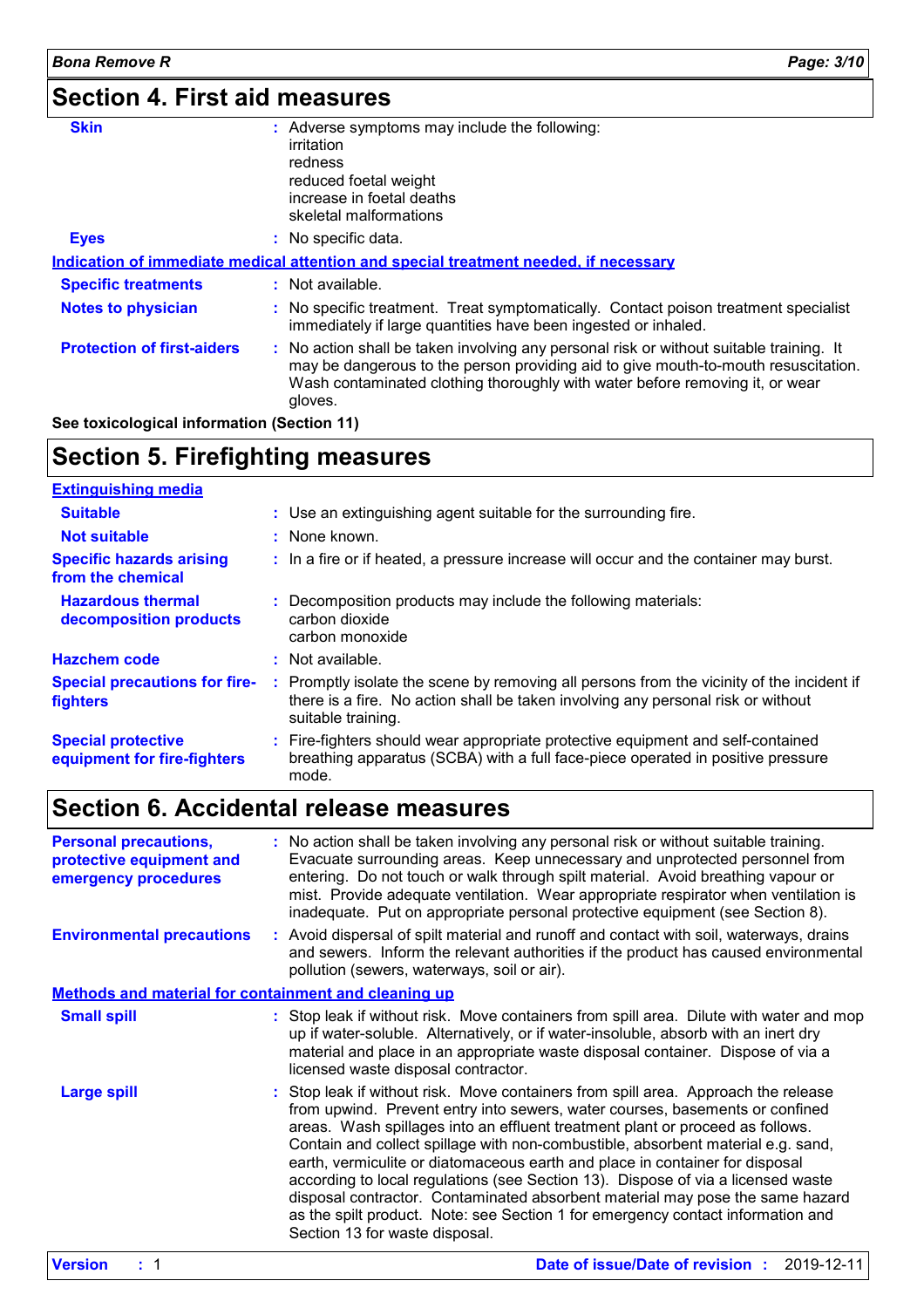## Section 4. First aid measures

**Skin** : Adverse symptoms may include the following:
irritation
redness
reduced foetal weight
increase in foetal deaths
skeletal malformations

**Eyes** : No specific data.

**Indication of immediate medical attention and special treatment needed, if necessary**

**Specific treatments** : Not available.

**Notes to physician** : No specific treatment. Treat symptomatically. Contact poison treatment specialist immediately if large quantities have been ingested or inhaled.

**Protection of first-aiders** : No action shall be taken involving any personal risk or without suitable training. It may be dangerous to the person providing aid to give mouth-to-mouth resuscitation. Wash contaminated clothing thoroughly with water before removing it, or wear gloves.

**See toxicological information (Section 11)**

## Section 5. Firefighting measures

**Extinguishing media**

**Suitable** : Use an extinguishing agent suitable for the surrounding fire.

**Not suitable** : None known.

**Specific hazards arising from the chemical** : In a fire or if heated, a pressure increase will occur and the container may burst.

**Hazardous thermal decomposition products** : Decomposition products may include the following materials:
carbon dioxide
carbon monoxide

**Hazchem code** : Not available.

**Special precautions for fire-fighters** : Promptly isolate the scene by removing all persons from the vicinity of the incident if there is a fire. No action shall be taken involving any personal risk or without suitable training.

**Special protective equipment for fire-fighters** : Fire-fighters should wear appropriate protective equipment and self-contained breathing apparatus (SCBA) with a full face-piece operated in positive pressure mode.

## Section 6. Accidental release measures

**Personal precautions, protective equipment and emergency procedures** : No action shall be taken involving any personal risk or without suitable training. Evacuate surrounding areas. Keep unnecessary and unprotected personnel from entering. Do not touch or walk through spilt material. Avoid breathing vapour or mist. Provide adequate ventilation. Wear appropriate respirator when ventilation is inadequate. Put on appropriate personal protective equipment (see Section 8).

**Environmental precautions** : Avoid dispersal of spilt material and runoff and contact with soil, waterways, drains and sewers. Inform the relevant authorities if the product has caused environmental pollution (sewers, waterways, soil or air).

**Methods and material for containment and cleaning up**

**Small spill** : Stop leak if without risk. Move containers from spill area. Dilute with water and mop up if water-soluble. Alternatively, or if water-insoluble, absorb with an inert dry material and place in an appropriate waste disposal container. Dispose of via a licensed waste disposal contractor.

**Large spill** : Stop leak if without risk. Move containers from spill area. Approach the release from upwind. Prevent entry into sewers, water courses, basements or confined areas. Wash spillages into an effluent treatment plant or proceed as follows. Contain and collect spillage with non-combustible, absorbent material e.g. sand, earth, vermiculite or diatomaceous earth and place in container for disposal according to local regulations (see Section 13). Dispose of via a licensed waste disposal contractor. Contaminated absorbent material may pose the same hazard as the spilt product. Note: see Section 1 for emergency contact information and Section 13 for waste disposal.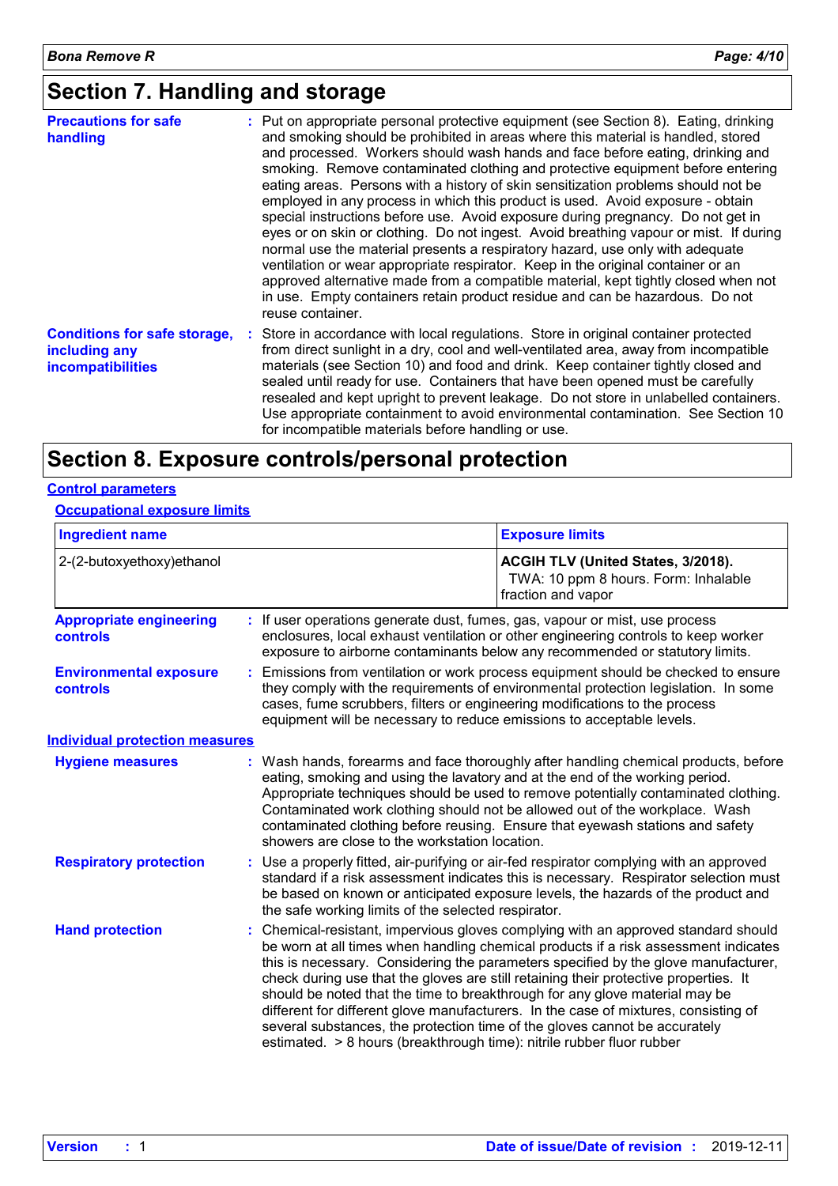# Section 7. Handling and storage

**Precautions for safe handling** : Put on appropriate personal protective equipment (see Section 8). Eating, drinking and smoking should be prohibited in areas where this material is handled, stored and processed. Workers should wash hands and face before eating, drinking and smoking. Remove contaminated clothing and protective equipment before entering eating areas. Persons with a history of skin sensitization problems should not be employed in any process in which this product is used. Avoid exposure - obtain special instructions before use. Avoid exposure during pregnancy. Do not get in eyes or on skin or clothing. Do not ingest. Avoid breathing vapour or mist. If during normal use the material presents a respiratory hazard, use only with adequate ventilation or wear appropriate respirator. Keep in the original container or an approved alternative made from a compatible material, kept tightly closed when not in use. Empty containers retain product residue and can be hazardous. Do not reuse container.

**Conditions for safe storage, including any incompatibilities** : Store in accordance with local regulations. Store in original container protected from direct sunlight in a dry, cool and well-ventilated area, away from incompatible materials (see Section 10) and food and drink. Keep container tightly closed and sealed until ready for use. Containers that have been opened must be carefully resealed and kept upright to prevent leakage. Do not store in unlabelled containers. Use appropriate containment to avoid environmental contamination. See Section 10 for incompatible materials before handling or use.

# Section 8. Exposure controls/personal protection

## Control parameters

### Occupational exposure limits

| Ingredient name | Exposure limits |
|---|---|
| 2-(2-butoxyethoxy)ethanol | **ACGIH TLV (United States, 3/2018).** TWA: 10 ppm 8 hours. Form: Inhalable fraction and vapor |

**Appropriate engineering controls** : If user operations generate dust, fumes, gas, vapour or mist, use process enclosures, local exhaust ventilation or other engineering controls to keep worker exposure to airborne contaminants below any recommended or statutory limits.

**Environmental exposure controls** : Emissions from ventilation or work process equipment should be checked to ensure they comply with the requirements of environmental protection legislation. In some cases, fume scrubbers, filters or engineering modifications to the process equipment will be necessary to reduce emissions to acceptable levels.

## Individual protection measures

**Hygiene measures** : Wash hands, forearms and face thoroughly after handling chemical products, before eating, smoking and using the lavatory and at the end of the working period. Appropriate techniques should be used to remove potentially contaminated clothing. Contaminated work clothing should not be allowed out of the workplace. Wash contaminated clothing before reusing. Ensure that eyewash stations and safety showers are close to the workstation location.

**Respiratory protection** : Use a properly fitted, air-purifying or air-fed respirator complying with an approved standard if a risk assessment indicates this is necessary. Respirator selection must be based on known or anticipated exposure levels, the hazards of the product and the safe working limits of the selected respirator.

**Hand protection** : Chemical-resistant, impervious gloves complying with an approved standard should be worn at all times when handling chemical products if a risk assessment indicates this is necessary. Considering the parameters specified by the glove manufacturer, check during use that the gloves are still retaining their protective properties. It should be noted that the time to breakthrough for any glove material may be different for different glove manufacturers. In the case of mixtures, consisting of several substances, the protection time of the gloves cannot be accurately estimated. > 8 hours (breakthrough time): nitrile rubber fluor rubber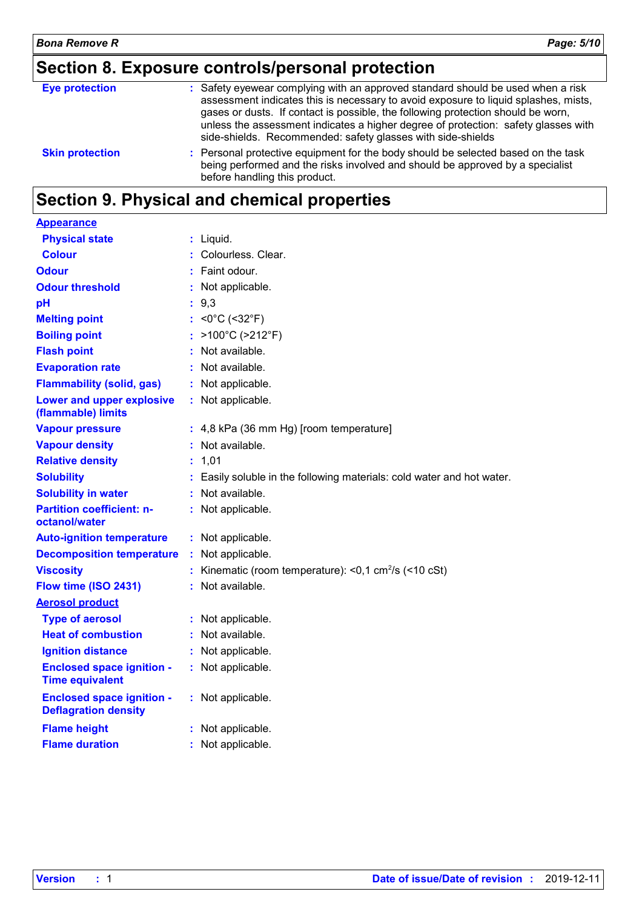## Section 8. Exposure controls/personal protection

| | |
|---|---|
| **Eye protection** | : Safety eyewear complying with an approved standard should be used when a risk assessment indicates this is necessary to avoid exposure to liquid splashes, mists, gases or dusts. If contact is possible, the following protection should be worn, unless the assessment indicates a higher degree of protection: safety glasses with side-shields. Recommended: safety glasses with side-shields |
| **Skin protection** | : Personal protective equipment for the body should be selected based on the task being performed and the risks involved and should be approved by a specialist before handling this product. |

## Section 9. Physical and chemical properties

**Appearance**

| | |
|---|---|
| **Physical state** | : Liquid. |
| **Colour** | : Colourless. Clear. |
| **Odour** | : Faint odour. |
| **Odour threshold** | : Not applicable. |
| **pH** | : 9,3 |
| **Melting point** | : <0°C (<32°F) |
| **Boiling point** | : >100°C (>212°F) |
| **Flash point** | : Not available. |
| **Evaporation rate** | : Not available. |
| **Flammability (solid, gas)** | : Not applicable. |
| **Lower and upper explosive (flammable) limits** | : Not applicable. |
| **Vapour pressure** | : 4,8 kPa (36 mm Hg) [room temperature] |
| **Vapour density** | : Not available. |
| **Relative density** | : 1,01 |
| **Solubility** | : Easily soluble in the following materials: cold water and hot water. |
| **Solubility in water** | : Not available. |
| **Partition coefficient: n-octanol/water** | : Not applicable. |
| **Auto-ignition temperature** | : Not applicable. |
| **Decomposition temperature** | : Not applicable. |
| **Viscosity** | : Kinematic (room temperature): <0,1 $cm^2/s$ (<10 cSt) |
| **Flow time (ISO 2431)** | : Not available. |

**Aerosol product**

| | |
|---|---|
| **Type of aerosol** | : Not applicable. |
| **Heat of combustion** | : Not available. |
| **Ignition distance** | : Not applicable. |
| **Enclosed space ignition - Time equivalent** | : Not applicable. |
| **Enclosed space ignition - Deflagration density** | : Not applicable. |
| **Flame height** | : Not applicable. |
| **Flame duration** | : Not applicable. |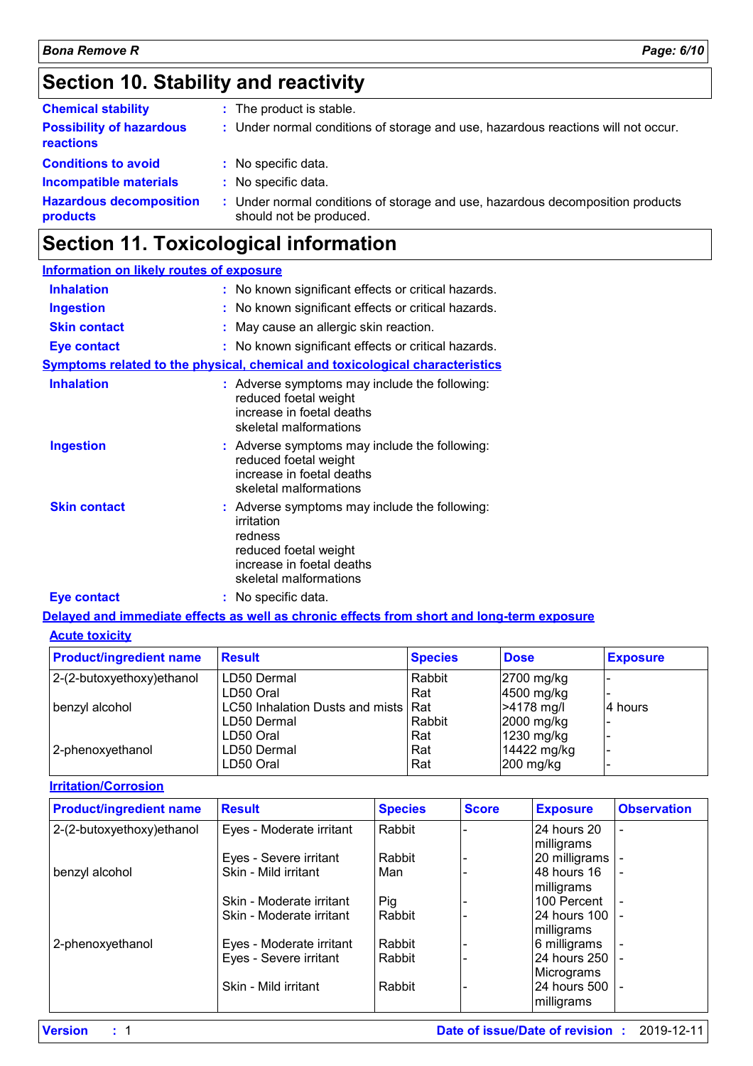# Section 10. Stability and reactivity

**Chemical stability** : The product is stable.

**Possibility of hazardous reactions** : Under normal conditions of storage and use, hazardous reactions will not occur.

**Conditions to avoid** : No specific data.

**Incompatible materials** : No specific data.

**Hazardous decomposition products** : Under normal conditions of storage and use, hazardous decomposition products should not be produced.

# Section 11. Toxicological information

**Information on likely routes of exposure**

**Inhalation** : No known significant effects or critical hazards.

**Ingestion** : No known significant effects or critical hazards.

**Skin contact** : May cause an allergic skin reaction.

**Eye contact** : No known significant effects or critical hazards.

**Symptoms related to the physical, chemical and toxicological characteristics**

**Inhalation** : Adverse symptoms may include the following:
reduced foetal weight
increase in foetal deaths
skeletal malformations

**Ingestion** : Adverse symptoms may include the following:
reduced foetal weight
increase in foetal deaths
skeletal malformations

**Skin contact** : Adverse symptoms may include the following:
irritation
redness
reduced foetal weight
increase in foetal deaths
skeletal malformations

**Eye contact** : No specific data.

**Delayed and immediate effects as well as chronic effects from short and long-term exposure**

**Acute toxicity**

| Product/ingredient name | Result | Species | Dose | Exposure |
|---|---|---|---|---|
| 2-(2-butoxyethoxy)ethanol | LD50 Dermal | Rabbit | 2700 mg/kg | - |
| | LD50 Oral | Rat | 4500 mg/kg | - |
| benzyl alcohol | LC50 Inhalation Dusts and mists | Rat | >4178 mg/l | 4 hours |
| | LD50 Dermal | Rabbit | 2000 mg/kg | - |
| | LD50 Oral | Rat | 1230 mg/kg | - |
| 2-phenoxyethanol | LD50 Dermal | Rat | 14422 mg/kg | - |
| | LD50 Oral | Rat | 200 mg/kg | - |

**Irritation/Corrosion**

| Product/ingredient name | Result | Species | Score | Exposure | Observation |
|---|---|---|---|---|---|
| 2-(2-butoxyethoxy)ethanol | Eyes - Moderate irritant | Rabbit | - | 24 hours 20 milligrams | - |
| | Eyes - Severe irritant | Rabbit | - | 20 milligrams | - |
| benzyl alcohol | Skin - Mild irritant | Man | - | 48 hours 16 milligrams | - |
| | Skin - Moderate irritant | Pig | - | 100 Percent | - |
| | Skin - Moderate irritant | Rabbit | - | 24 hours 100 milligrams | - |
| 2-phenoxyethanol | Eyes - Moderate irritant | Rabbit | - | 6 milligrams | - |
| | Eyes - Severe irritant | Rabbit | - | 24 hours 250 Micrograms | - |
| | Skin - Mild irritant | Rabbit | - | 24 hours 500 milligrams | - |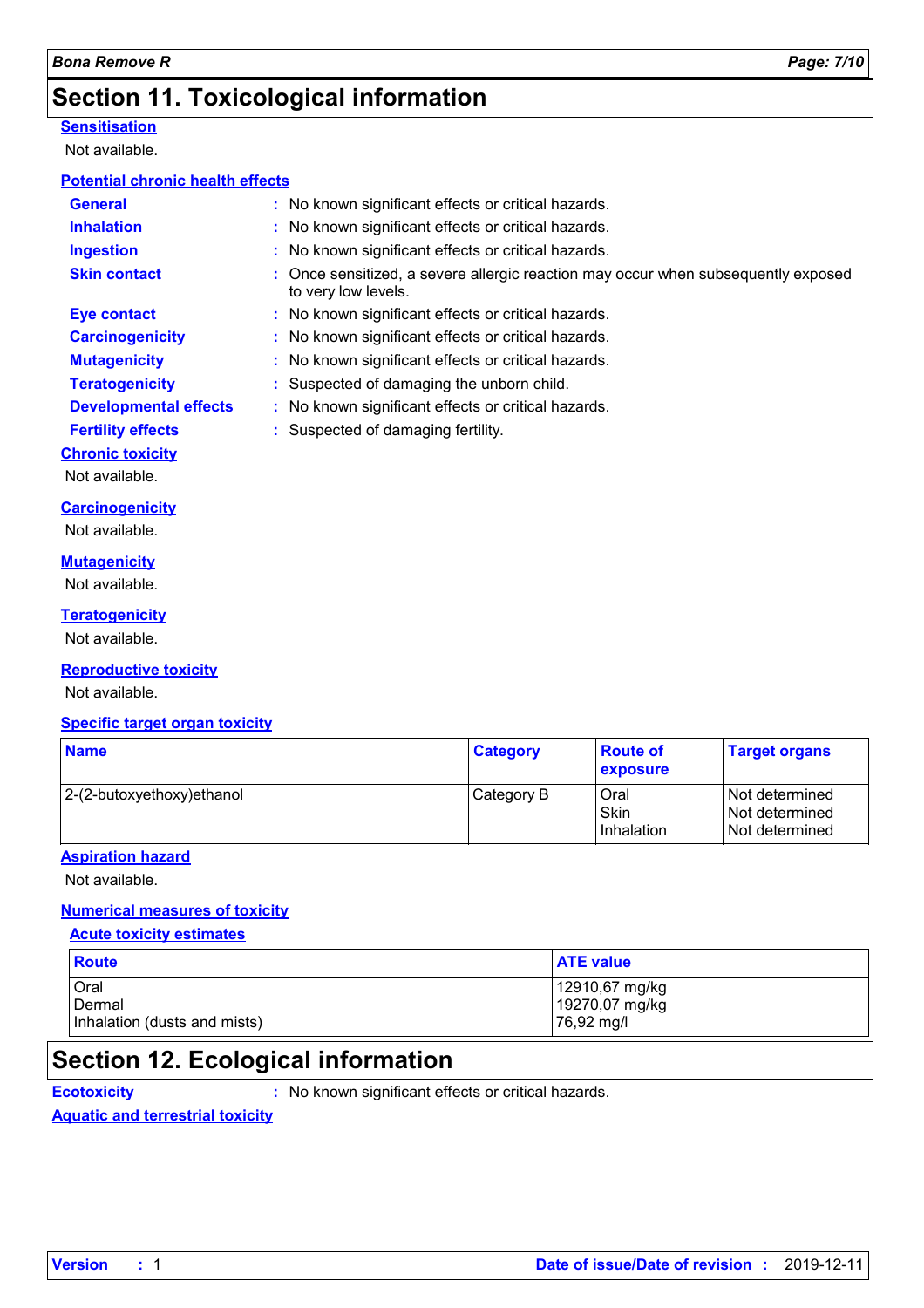# Section 11. Toxicological information

**Sensitisation**

Not available.

**Potential chronic health effects**

**General** : No known significant effects or critical hazards.

**Inhalation** : No known significant effects or critical hazards.

**Ingestion** : No known significant effects or critical hazards.

**Skin contact** : Once sensitized, a severe allergic reaction may occur when subsequently exposed to very low levels.

**Eye contact** : No known significant effects or critical hazards.

**Carcinogenicity** : No known significant effects or critical hazards.

**Mutagenicity** : No known significant effects or critical hazards.

**Teratogenicity** : Suspected of damaging the unborn child.

**Developmental effects** : No known significant effects or critical hazards.

**Fertility effects** : Suspected of damaging fertility.

**Chronic toxicity**

Not available.

**Carcinogenicity**

Not available.

**Mutagenicity**

Not available.

**Teratogenicity**

Not available.

**Reproductive toxicity**

Not available.

**Specific target organ toxicity**

| Name | Category | Route of exposure | Target organs |
|---|---|---|---|
| 2-(2-butoxyethoxy)ethanol | Category B | Oral<br>Skin<br>Inhalation | Not determined<br>Not determined<br>Not determined |

**Aspiration hazard**

Not available.

**Numerical measures of toxicity**

**Acute toxicity estimates**

| Route | ATE value |
|---|---|
| Oral<br>Dermal<br>Inhalation (dusts and mists) | 12910,67 mg/kg<br>19270,07 mg/kg<br>76,92 mg/l |

# Section 12. Ecological information

**Ecotoxicity** : No known significant effects or critical hazards.

**Aquatic and terrestrial toxicity**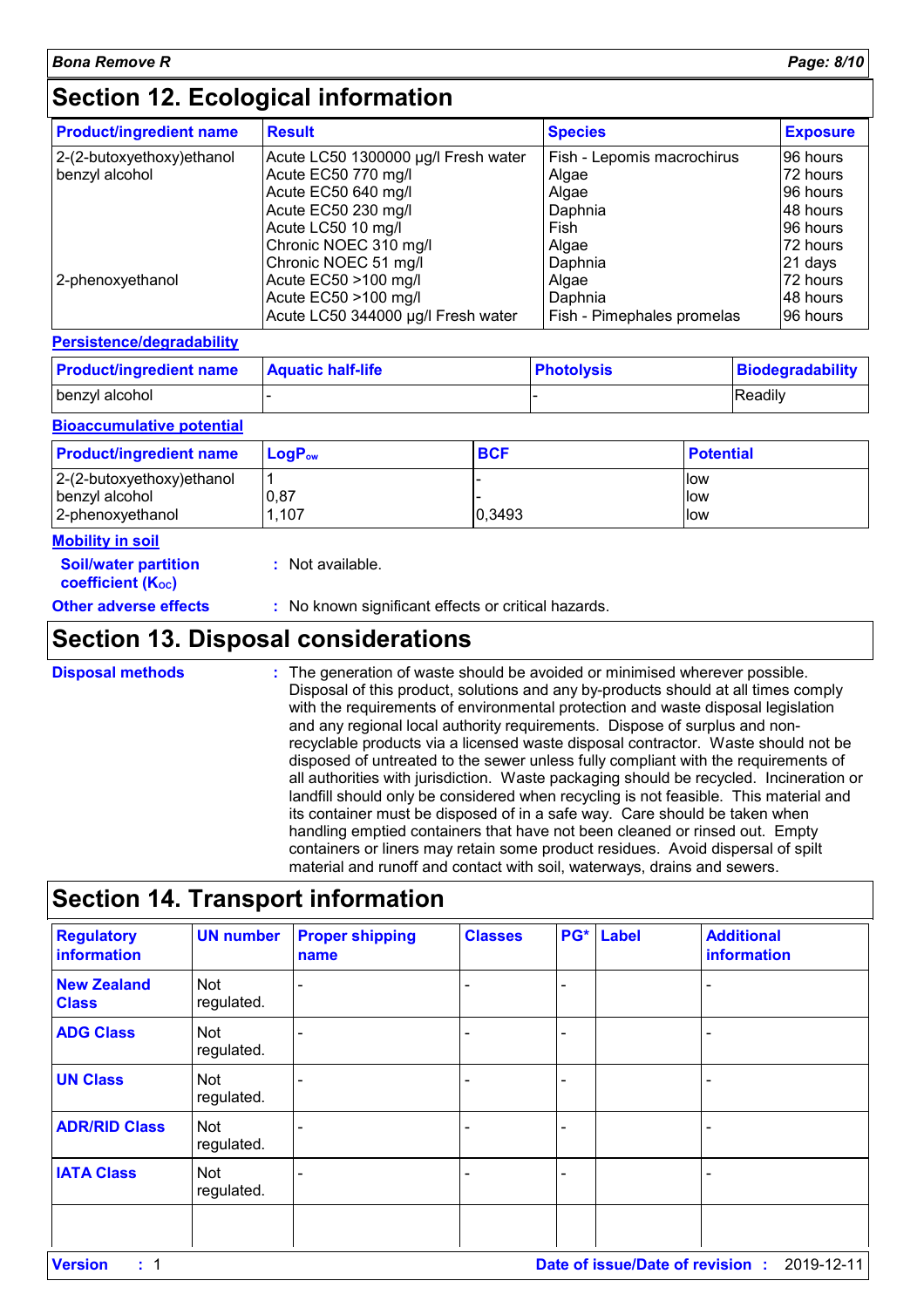# Section 12. Ecological information

| Product/ingredient name | Result | Species | Exposure |
|---|---|---|---|
| 2-(2-butoxyethoxy)ethanol | Acute LC50 1300000 µg/l Fresh water | Fish - Lepomis macrochirus | 96 hours |
| benzyl alcohol | Acute EC50 770 mg/l | Algae | 72 hours |
| | Acute EC50 640 mg/l | Algae | 96 hours |
| | Acute EC50 230 mg/l | Daphnia | 48 hours |
| | Acute LC50 10 mg/l | Fish | 96 hours |
| | Chronic NOEC 310 mg/l | Algae | 72 hours |
| | Chronic NOEC 51 mg/l | Daphnia | 21 days |
| 2-phenoxyethanol | Acute EC50 >100 mg/l | Algae | 72 hours |
| | Acute EC50 >100 mg/l | Daphnia | 48 hours |
| | Acute LC50 344000 µg/l Fresh water | Fish - Pimephales promelas | 96 hours |

**Persistence/degradability**

| Product/ingredient name | Aquatic half-life | Photolysis | Biodegradability |
|---|---|---|---|
| benzyl alcohol | - | - | Readily |

**Bioaccumulative potential**

| Product/ingredient name | $LogP_{ow}$ | BCF | Potential |
|---|---|---|---|
| 2-(2-butoxyethoxy)ethanol | 1 | - | low |
| benzyl alcohol | 0,87 | - | low |
| 2-phenoxyethanol | 1,107 | 0,3493 | low |

**Mobility in soil**

**Soil/water partition coefficient ($K_{OC}$)** : Not available.

**Other adverse effects** : No known significant effects or critical hazards.

# Section 13. Disposal considerations

**Disposal methods** : The generation of waste should be avoided or minimised wherever possible. Disposal of this product, solutions and any by-products should at all times comply with the requirements of environmental protection and waste disposal legislation and any regional local authority requirements. Dispose of surplus and non-recyclable products via a licensed waste disposal contractor. Waste should not be disposed of untreated to the sewer unless fully compliant with the requirements of all authorities with jurisdiction. Waste packaging should be recycled. Incineration or landfill should only be considered when recycling is not feasible. This material and its container must be disposed of in a safe way. Care should be taken when handling emptied containers that have not been cleaned or rinsed out. Empty containers or liners may retain some product residues. Avoid dispersal of spilt material and runoff and contact with soil, waterways, drains and sewers.

# Section 14. Transport information

| Regulatory information | UN number | Proper shipping name | Classes | PG* | Label | Additional information |
|---|---|---|---|---|---|---|
| New Zealand Class | Not regulated. | - | - | - | | - |
| ADG Class | Not regulated. | - | - | - | | - |
| UN Class | Not regulated. | - | - | - | | - |
| ADR/RID Class | Not regulated. | - | - | - | | - |
| IATA Class | Not regulated. | - | - | - | | - |
| | | | | | | |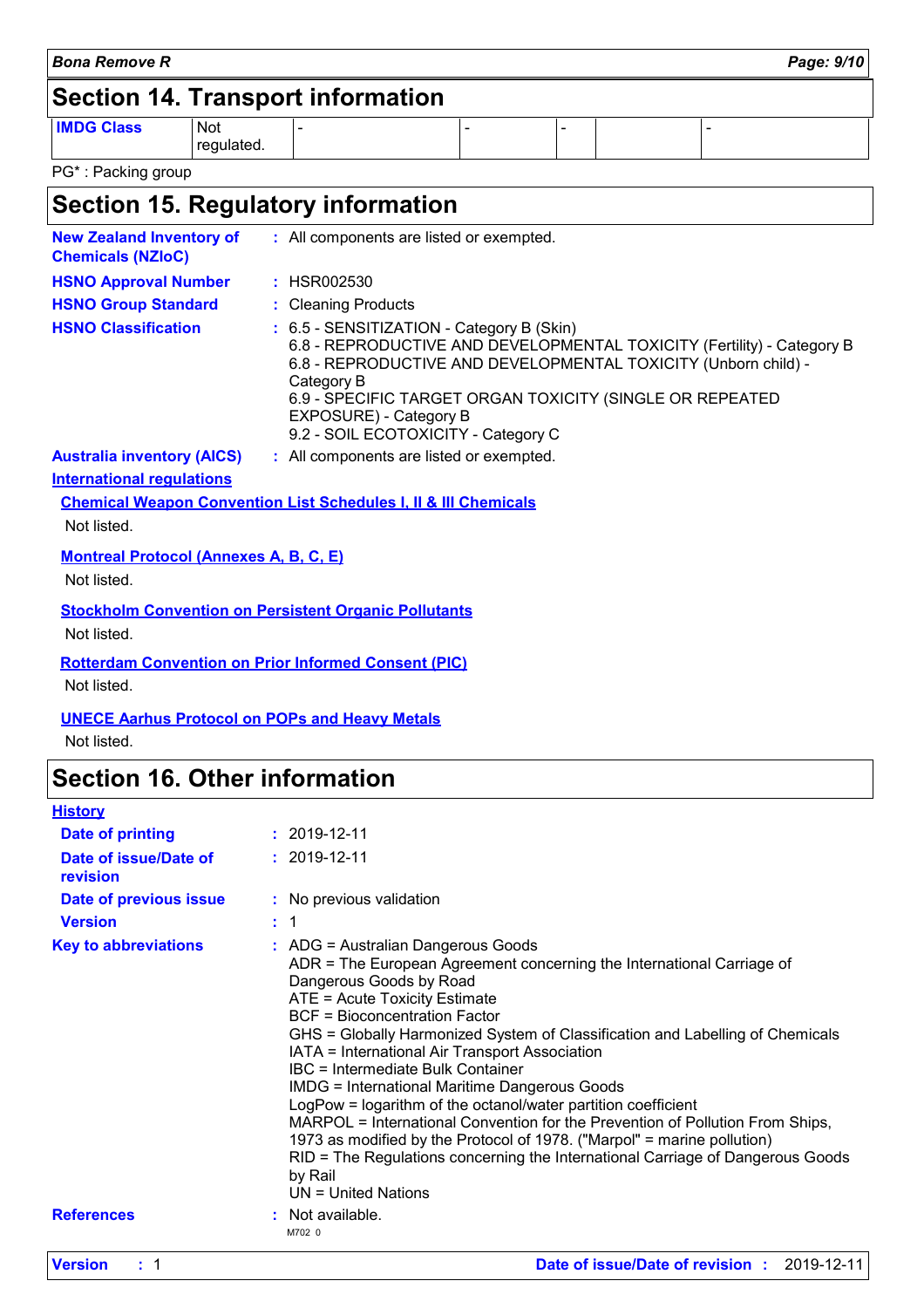## Section 14. Transport information

| IMDG Class | Not regulated. | - | - | - | | - |
|---|---|---|---|---|---|---|

PG* : Packing group

## Section 15. Regulatory information

**New Zealand Inventory of Chemicals (NZIoC)** : All components are listed or exempted.

**HSNO Approval Number** : HSR002530

**HSNO Group Standard** : Cleaning Products

**HSNO Classification** : 6.5 - SENSITIZATION - Category B (Skin)
6.8 - REPRODUCTIVE AND DEVELOPMENTAL TOXICITY (Fertility) - Category B
6.8 - REPRODUCTIVE AND DEVELOPMENTAL TOXICITY (Unborn child) - Category B
6.9 - SPECIFIC TARGET ORGAN TOXICITY (SINGLE OR REPEATED EXPOSURE) - Category B
9.2 - SOIL ECOTOXICITY - Category C

**Australia inventory (AICS)** : All components are listed or exempted.

**International regulations**

**Chemical Weapon Convention List Schedules I, II & III Chemicals**

Not listed.

**Montreal Protocol (Annexes A, B, C, E)**

Not listed.

**Stockholm Convention on Persistent Organic Pollutants**

Not listed.

**Rotterdam Convention on Prior Informed Consent (PIC)**

Not listed.

**UNECE Aarhus Protocol on POPs and Heavy Metals**

Not listed.

## Section 16. Other information

**History**

**Date of printing** : 2019-12-11

**Date of issue/Date of revision** : 2019-12-11

**Date of previous issue** : No previous validation

**Version** : 1

**Key to abbreviations** : ADG = Australian Dangerous Goods
ADR = The European Agreement concerning the International Carriage of Dangerous Goods by Road
ATE = Acute Toxicity Estimate
BCF = Bioconcentration Factor
GHS = Globally Harmonized System of Classification and Labelling of Chemicals
IATA = International Air Transport Association
IBC = Intermediate Bulk Container
IMDG = International Maritime Dangerous Goods
LogPow = logarithm of the octanol/water partition coefficient
MARPOL = International Convention for the Prevention of Pollution From Ships, 1973 as modified by the Protocol of 1978. ("Marpol" = marine pollution)
RID = The Regulations concerning the International Carriage of Dangerous Goods by Rail
UN = United Nations

**References** : Not available.

M702 0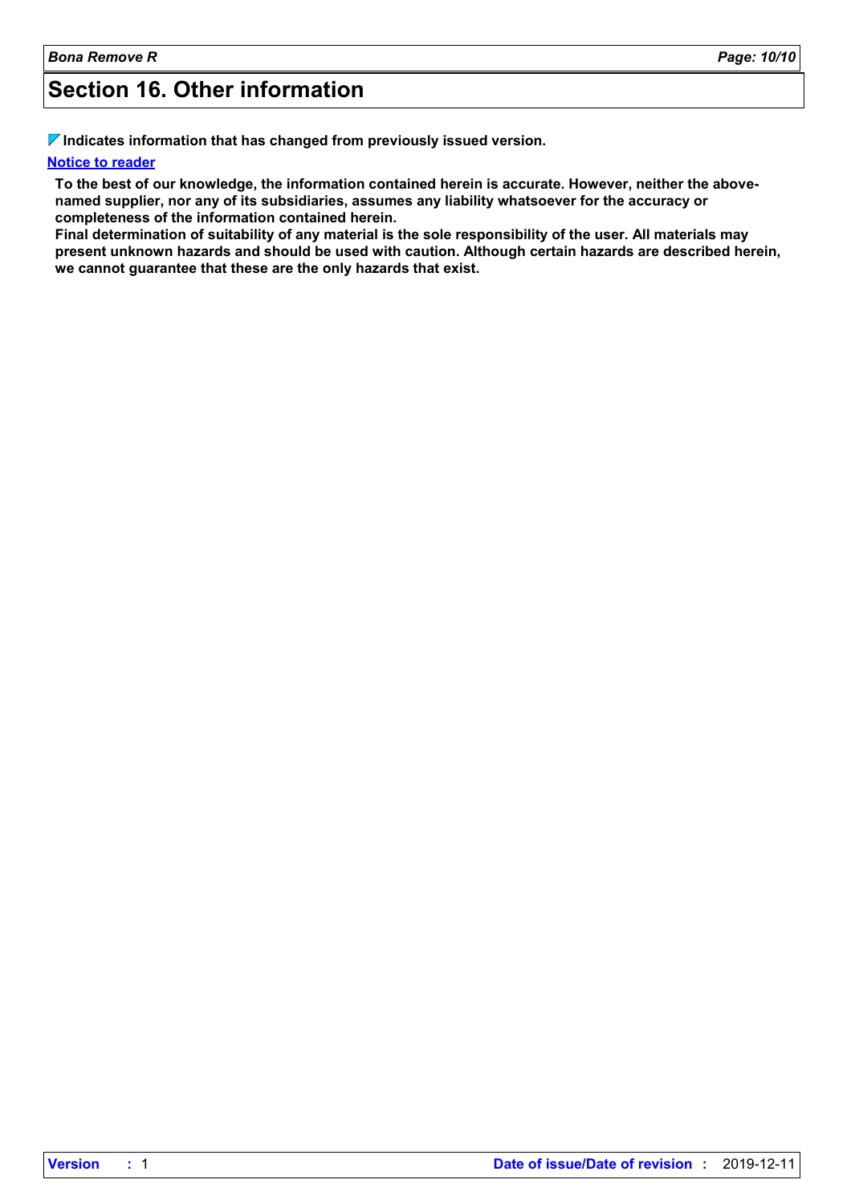# Section 16. Other information

**Indicates information that has changed from previously issued version.**

**Notice to reader**

**To the best of our knowledge, the information contained herein is accurate. However, neither the above-named supplier, nor any of its subsidiaries, assumes any liability whatsoever for the accuracy or completeness of the information contained herein.**
**Final determination of suitability of any material is the sole responsibility of the user. All materials may present unknown hazards and should be used with caution. Although certain hazards are described herein, we cannot guarantee that these are the only hazards that exist.**

**Version : 1** **Date of issue/Date of revision : 2019-12-11**